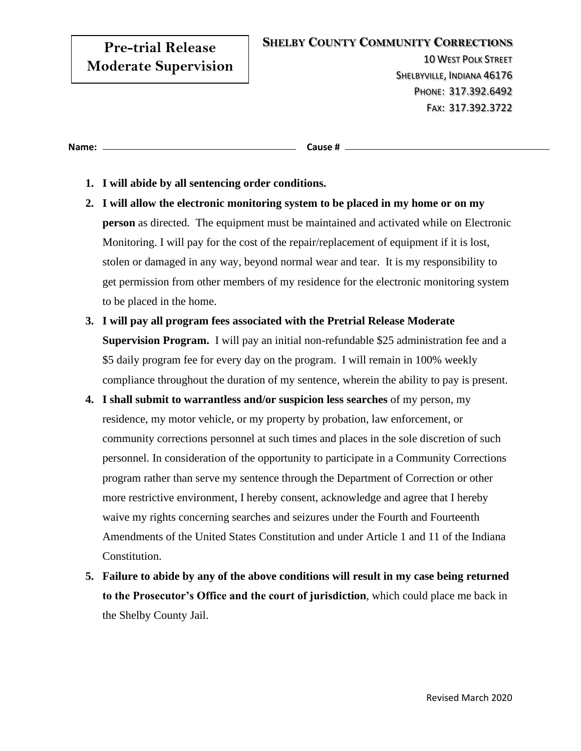# Pre-trial Release Moderate Supervision

**SHELBY COUNTY COMMUNITY CORRECTIONS**

10 WEST POLK STREET
SHELBYVILLE, INDIANA 46176
PHONE: 317.392.6492
FAX: 317.392.3722

**Name:** ______________________________ **Cause #** ______________________________

1. **I will abide by all sentencing order conditions.**
2. **I will allow the electronic monitoring system to be placed in my home or on my person** as directed. The equipment must be maintained and activated while on Electronic Monitoring. I will pay for the cost of the repair/replacement of equipment if it is lost, stolen or damaged in any way, beyond normal wear and tear. It is my responsibility to get permission from other members of my residence for the electronic monitoring system to be placed in the home.
3. **I will pay all program fees associated with the Pretrial Release Moderate Supervision Program.** I will pay an initial non-refundable $25 administration fee and a $5 daily program fee for every day on the program. I will remain in 100% weekly compliance throughout the duration of my sentence, wherein the ability to pay is present.
4. **I shall submit to warrantless and/or suspicion less searches** of my person, my residence, my motor vehicle, or my property by probation, law enforcement, or community corrections personnel at such times and places in the sole discretion of such personnel. In consideration of the opportunity to participate in a Community Corrections program rather than serve my sentence through the Department of Correction or other more restrictive environment, I hereby consent, acknowledge and agree that I hereby waive my rights concerning searches and seizures under the Fourth and Fourteenth Amendments of the United States Constitution and under Article 1 and 11 of the Indiana Constitution.
5. **Failure to abide by any of the above conditions will result in my case being returned to the Prosecutor's Office and the court of jurisdiction**, which could place me back in the Shelby County Jail.

Revised March 2020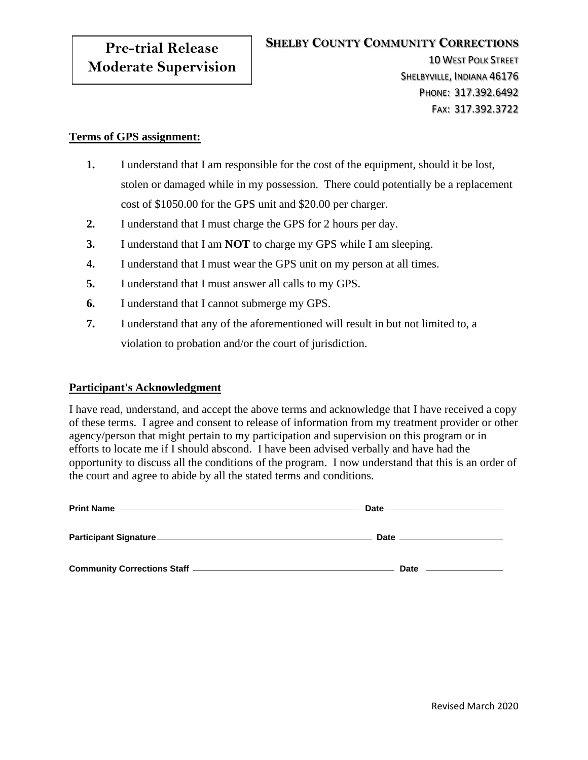**Pre-trial Release Moderate Supervision**

**SHELBY COUNTY COMMUNITY CORRECTIONS**
10 WEST POLK STREET
SHELBYVILLE, INDIANA 46176
PHONE: 317.392.6492
FAX: 317.392.3722

**Terms of GPS assignment:**

1. I understand that I am responsible for the cost of the equipment, should it be lost, stolen or damaged while in my possession. There could potentially be a replacement cost of $1050.00 for the GPS unit and $20.00 per charger.
2. I understand that I must charge the GPS for 2 hours per day.
3. I understand that I am **NOT** to charge my GPS while I am sleeping.
4. I understand that I must wear the GPS unit on my person at all times.
5. I understand that I must answer all calls to my GPS.
6. I understand that I cannot submerge my GPS.
7. I understand that any of the aforementioned will result in but not limited to, a violation to probation and/or the court of jurisdiction.

**Participant's Acknowledgment**

I have read, understand, and accept the above terms and acknowledge that I have received a copy of these terms. I agree and consent to release of information from my treatment provider or other agency/person that might pertain to my participation and supervision on this program or in efforts to locate me if I should abscond. I have been advised verbally and have had the opportunity to discuss all the conditions of the program. I now understand that this is an order of the court and agree to abide by all the stated terms and conditions.

**Print Name** ______________________________ **Date** ______________

**Participant Signature** ______________________________ **Date** ______________

**Community Corrections Staff** ______________________________ **Date** ______________

Revised March 2020